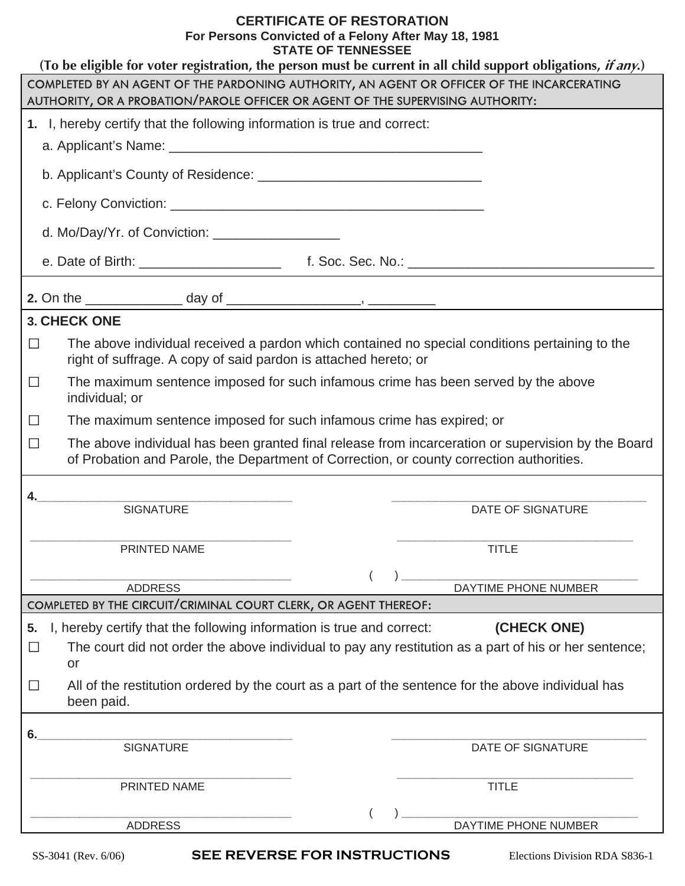# CERTIFICATE OF RESTORATION

**For Persons Convicted of a Felony After May 18, 1981**

**STATE OF TENNESSEE**

**(To be eligible for voter registration, the person must be current in all child support obligations, *if any*.)**

COMPLETED BY AN AGENT OF THE PARDONING AUTHORITY, AN AGENT OR OFFICER OF THE INCARCERATING AUTHORITY, OR A PROBATION/PAROLE OFFICER OR AGENT OF THE SUPERVISING AUTHORITY:

**1.** I, hereby certify that the following information is true and correct:

a. Applicant's Name: ___________________________________________

b. Applicant's County of Residence: ______________________________

c. Felony Conviction: ___________________________________________

d. Mo/Day/Yr. of Conviction: _________________

e. Date of Birth: ___________________ f. Soc. Sec. No.: _________________________________

**2.** On the _____________ day of _________________, _________

**3. CHECK ONE**

☐ The above individual received a pardon which contained no special conditions pertaining to the right of suffrage. A copy of said pardon is attached hereto; or

☐ The maximum sentence imposed for such infamous crime has been served by the above individual; or

☐ The maximum sentence imposed for such infamous crime has expired; or

☐ The above individual has been granted final release from incarceration or supervision by the Board of Probation and Parole, the Department of Correction, or county correction authorities.

**4.**________________________________________ ________________________________________
SIGNATURE DATE OF SIGNATURE

________________________________________ ________________________________________
PRINTED NAME TITLE

________________________________________ (    ) ________________________________________
ADDRESS DAYTIME PHONE NUMBER

COMPLETED BY THE CIRCUIT/CRIMINAL COURT CLERK, OR AGENT THEREOF:

**5.** I, hereby certify that the following information is true and correct: **(CHECK ONE)**

☐ The court did not order the above individual to pay any restitution as a part of his or her sentence; or

☐ All of the restitution ordered by the court as a part of the sentence for the above individual has been paid.

**6.**________________________________________ ________________________________________
SIGNATURE DATE OF SIGNATURE

________________________________________ ________________________________________
PRINTED NAME TITLE

________________________________________ (    ) ________________________________________
ADDRESS DAYTIME PHONE NUMBER

SS-3041 (Rev. 6/06) **SEE REVERSE FOR INSTRUCTIONS** Elections Division RDA S836-1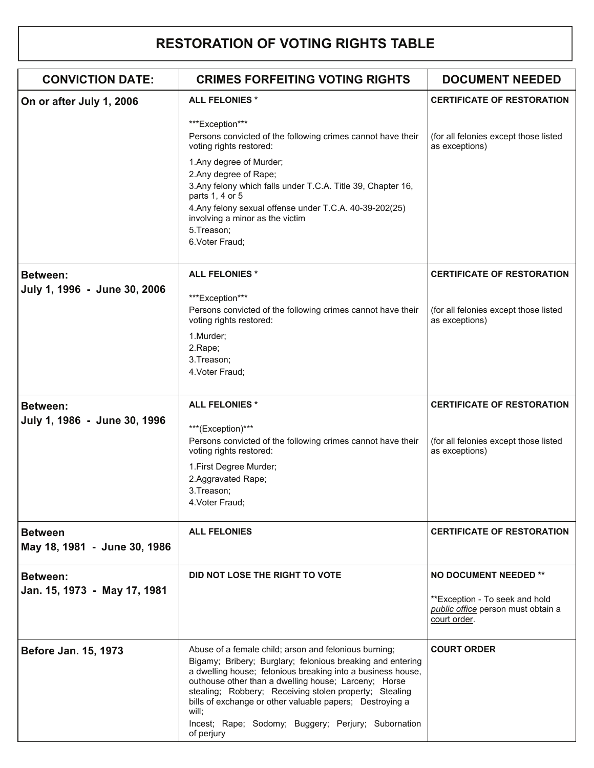# RESTORATION OF VOTING RIGHTS TABLE

| CONVICTION DATE: | CRIMES FORFEITING VOTING RIGHTS | DOCUMENT NEEDED |
|---|---|---|
| **On or after July 1, 2006** | **ALL FELONIES *** <br><br> ***Exception*** <br> Persons convicted of the following crimes cannot have their voting rights restored: <br> 1.Any degree of Murder; <br> 2.Any degree of Rape; <br> 3.Any felony which falls under T.C.A. Title 39, Chapter 16, parts 1, 4 or 5 <br> 4.Any felony sexual offense under T.C.A. 40-39-202(25) involving a minor as the victim <br> 5.Treason; <br> 6.Voter Fraud; | **CERTIFICATE OF RESTORATION** <br><br> (for all felonies except those listed as exceptions) |
| **Between: July 1, 1996 - June 30, 2006** | **ALL FELONIES *** <br><br> ***Exception*** <br> Persons convicted of the following crimes cannot have their voting rights restored: <br> 1.Murder; <br> 2.Rape; <br> 3.Treason; <br> 4.Voter Fraud; | **CERTIFICATE OF RESTORATION** <br><br> (for all felonies except those listed as exceptions) |
| **Between: July 1, 1986 - June 30, 1996** | **ALL FELONIES *** <br><br> ***(Exception)*** <br> Persons convicted of the following crimes cannot have their voting rights restored: <br> 1.First Degree Murder; <br> 2.Aggravated Rape; <br> 3.Treason; <br> 4.Voter Fraud; | **CERTIFICATE OF RESTORATION** <br><br> (for all felonies except those listed as exceptions) |
| **Between May 18, 1981 - June 30, 1986** | **ALL FELONIES** | **CERTIFICATE OF RESTORATION** |
| **Between: Jan. 15, 1973 - May 17, 1981** | **DID NOT LOSE THE RIGHT TO VOTE** | **NO DOCUMENT NEEDED **** <br><br> **Exception - To seek and hold *public office* person must obtain a court order. |
| **Before Jan. 15, 1973** | Abuse of a female child; arson and felonious burning; Bigamy; Bribery; Burglary; felonious breaking and entering a dwelling house; felonious breaking into a business house, outhouse other than a dwelling house; Larceny; Horse stealing; Robbery; Receiving stolen property; Stealing bills of exchange or other valuable papers; Destroying a will; <br> Incest; Rape; Sodomy; Buggery; Perjury; Subornation of perjury | **COURT ORDER** |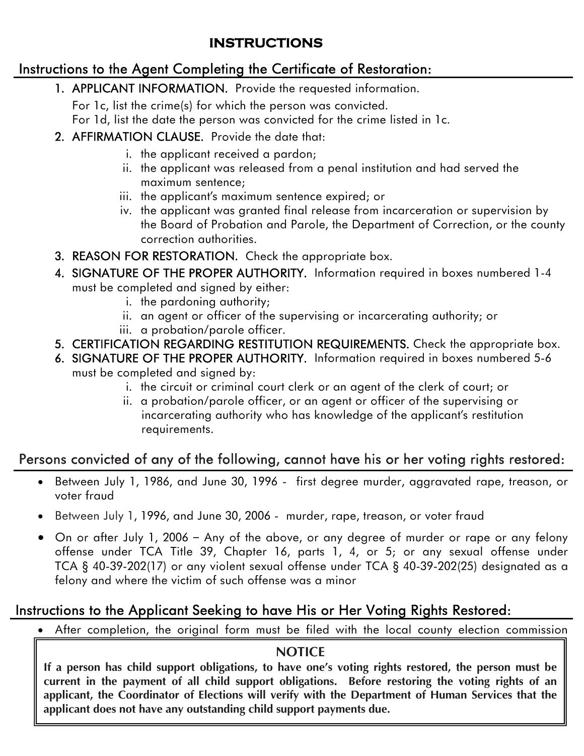# INSTRUCTIONS

## Instructions to the Agent Completing the Certificate of Restoration:

1. **APPLICANT INFORMATION.** Provide the requested information.
   For 1c, list the crime(s) for which the person was convicted.
   For 1d, list the date the person was convicted for the crime listed in 1c.
2. **AFFIRMATION CLAUSE.** Provide the date that:
   - i. the applicant received a pardon;
   - ii. the applicant was released from a penal institution and had served the maximum sentence;
   - iii. the applicant's maximum sentence expired; or
   - iv. the applicant was granted final release from incarceration or supervision by the Board of Probation and Parole, the Department of Correction, or the county correction authorities.
3. **REASON FOR RESTORATION.** Check the appropriate box.
4. **SIGNATURE OF THE PROPER AUTHORITY.** Information required in boxes numbered 1-4 must be completed and signed by either:
   - i. the pardoning authority;
   - ii. an agent or officer of the supervising or incarcerating authority; or
   - iii. a probation/parole officer.
5. **CERTIFICATION REGARDING RESTITUTION REQUIREMENTS.** Check the appropriate box.
6. **SIGNATURE OF THE PROPER AUTHORITY.** Information required in boxes numbered 5-6 must be completed and signed by:
   - i. the circuit or criminal court clerk or an agent of the clerk of court; or
   - ii. a probation/parole officer, or an agent or officer of the supervising or incarcerating authority who has knowledge of the applicant's restitution requirements.

## Persons convicted of any of the following, cannot have his or her voting rights restored:

- Between July 1, 1986, and June 30, 1996 - first degree murder, aggravated rape, treason, or voter fraud
- Between July 1, 1996, and June 30, 2006 - murder, rape, treason, or voter fraud
- On or after July 1, 2006 – Any of the above, or any degree of murder or rape or any felony offense under TCA Title 39, Chapter 16, parts 1, 4, or 5; or any sexual offense under TCA § 40-39-202(17) or any violent sexual offense under TCA § 40-39-202(25) designated as a felony and where the victim of such offense was a minor

## Instructions to the Applicant Seeking to have His or Her Voting Rights Restored:

- After completion, the original form must be filed with the local county election commission

**NOTICE**

**If a person has child support obligations, to have one's voting rights restored, the person must be current in the payment of all child support obligations. Before restoring the voting rights of an applicant, the Coordinator of Elections will verify with the Department of Human Services that the applicant does not have any outstanding child support payments due.**